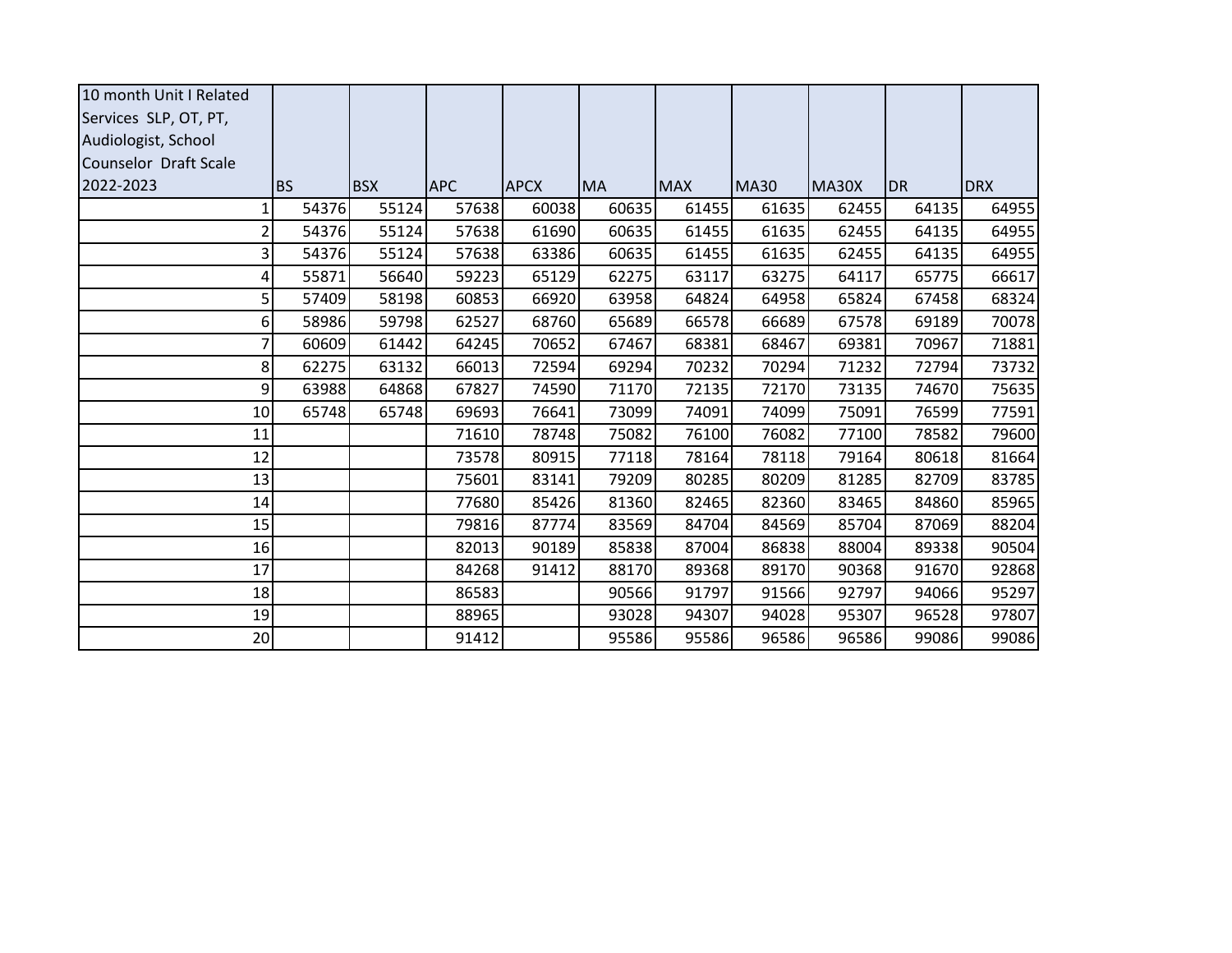| 10 month Unit I Related Services SLP, OT, PT, Audiologist, School Counselor Draft Scale 2022-2023 | BS | BSX | APC | APCX | MA | MAX | MA30 | MA30X | DR | DRX |
|---|---|---|---|---|---|---|---|---|---|---|
| 1 | 54376 | 55124 | 57638 | 60038 | 60635 | 61455 | 61635 | 62455 | 64135 | 64955 |
| 2 | 54376 | 55124 | 57638 | 61690 | 60635 | 61455 | 61635 | 62455 | 64135 | 64955 |
| 3 | 54376 | 55124 | 57638 | 63386 | 60635 | 61455 | 61635 | 62455 | 64135 | 64955 |
| 4 | 55871 | 56640 | 59223 | 65129 | 62275 | 63117 | 63275 | 64117 | 65775 | 66617 |
| 5 | 57409 | 58198 | 60853 | 66920 | 63958 | 64824 | 64958 | 65824 | 67458 | 68324 |
| 6 | 58986 | 59798 | 62527 | 68760 | 65689 | 66578 | 66689 | 67578 | 69189 | 70078 |
| 7 | 60609 | 61442 | 64245 | 70652 | 67467 | 68381 | 68467 | 69381 | 70967 | 71881 |
| 8 | 62275 | 63132 | 66013 | 72594 | 69294 | 70232 | 70294 | 71232 | 72794 | 73732 |
| 9 | 63988 | 64868 | 67827 | 74590 | 71170 | 72135 | 72170 | 73135 | 74670 | 75635 |
| 10 | 65748 | 65748 | 69693 | 76641 | 73099 | 74091 | 74099 | 75091 | 76599 | 77591 |
| 11 | | | 71610 | 78748 | 75082 | 76100 | 76082 | 77100 | 78582 | 79600 |
| 12 | | | 73578 | 80915 | 77118 | 78164 | 78118 | 79164 | 80618 | 81664 |
| 13 | | | 75601 | 83141 | 79209 | 80285 | 80209 | 81285 | 82709 | 83785 |
| 14 | | | 77680 | 85426 | 81360 | 82465 | 82360 | 83465 | 84860 | 85965 |
| 15 | | | 79816 | 87774 | 83569 | 84704 | 84569 | 85704 | 87069 | 88204 |
| 16 | | | 82013 | 90189 | 85838 | 87004 | 86838 | 88004 | 89338 | 90504 |
| 17 | | | 84268 | 91412 | 88170 | 89368 | 89170 | 90368 | 91670 | 92868 |
| 18 | | | 86583 | | 90566 | 91797 | 91566 | 92797 | 94066 | 95297 |
| 19 | | | 88965 | | 93028 | 94307 | 94028 | 95307 | 96528 | 97807 |
| 20 | | | 91412 | | 95586 | 95586 | 96586 | 96586 | 99086 | 99086 |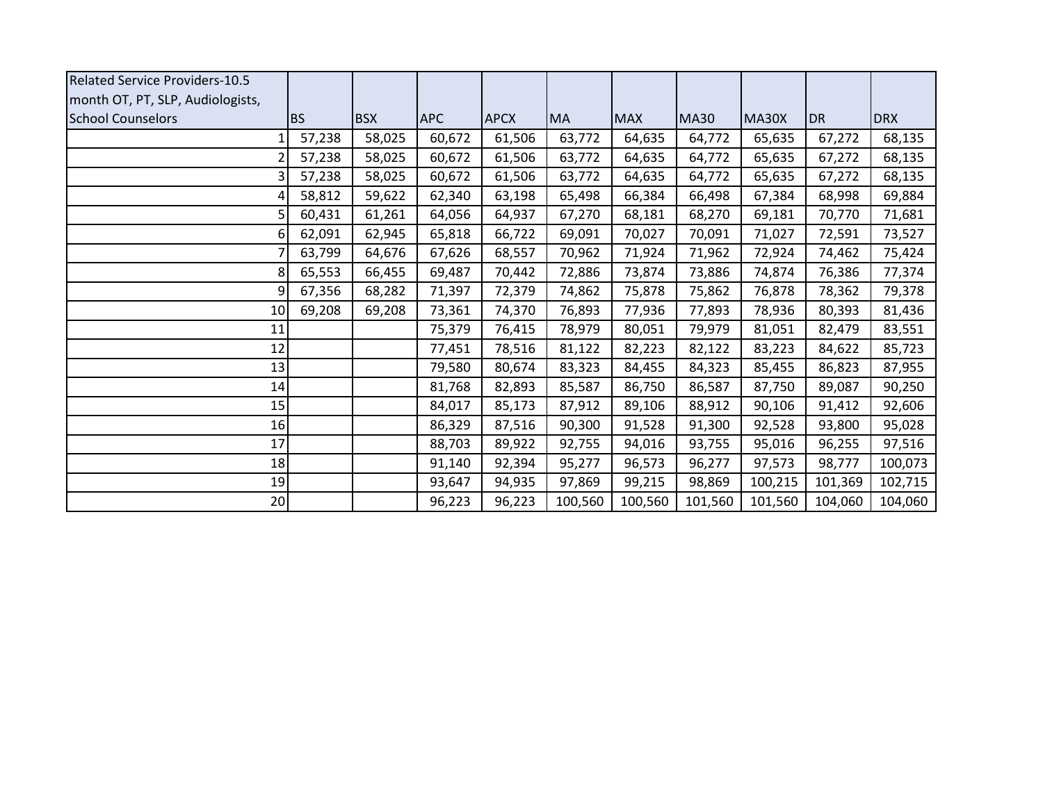| Related Service Providers-10.5 month OT, PT, SLP, Audiologists, School Counselors | BS | BSX | APC | APCX | MA | MAX | MA30 | MA30X | DR | DRX |
|---|---|---|---|---|---|---|---|---|---|---|
| 1 | 57,238 | 58,025 | 60,672 | 61,506 | 63,772 | 64,635 | 64,772 | 65,635 | 67,272 | 68,135 |
| 2 | 57,238 | 58,025 | 60,672 | 61,506 | 63,772 | 64,635 | 64,772 | 65,635 | 67,272 | 68,135 |
| 3 | 57,238 | 58,025 | 60,672 | 61,506 | 63,772 | 64,635 | 64,772 | 65,635 | 67,272 | 68,135 |
| 4 | 58,812 | 59,622 | 62,340 | 63,198 | 65,498 | 66,384 | 66,498 | 67,384 | 68,998 | 69,884 |
| 5 | 60,431 | 61,261 | 64,056 | 64,937 | 67,270 | 68,181 | 68,270 | 69,181 | 70,770 | 71,681 |
| 6 | 62,091 | 62,945 | 65,818 | 66,722 | 69,091 | 70,027 | 70,091 | 71,027 | 72,591 | 73,527 |
| 7 | 63,799 | 64,676 | 67,626 | 68,557 | 70,962 | 71,924 | 71,962 | 72,924 | 74,462 | 75,424 |
| 8 | 65,553 | 66,455 | 69,487 | 70,442 | 72,886 | 73,874 | 73,886 | 74,874 | 76,386 | 77,374 |
| 9 | 67,356 | 68,282 | 71,397 | 72,379 | 74,862 | 75,878 | 75,862 | 76,878 | 78,362 | 79,378 |
| 10 | 69,208 | 69,208 | 73,361 | 74,370 | 76,893 | 77,936 | 77,893 | 78,936 | 80,393 | 81,436 |
| 11 | | | 75,379 | 76,415 | 78,979 | 80,051 | 79,979 | 81,051 | 82,479 | 83,551 |
| 12 | | | 77,451 | 78,516 | 81,122 | 82,223 | 82,122 | 83,223 | 84,622 | 85,723 |
| 13 | | | 79,580 | 80,674 | 83,323 | 84,455 | 84,323 | 85,455 | 86,823 | 87,955 |
| 14 | | | 81,768 | 82,893 | 85,587 | 86,750 | 86,587 | 87,750 | 89,087 | 90,250 |
| 15 | | | 84,017 | 85,173 | 87,912 | 89,106 | 88,912 | 90,106 | 91,412 | 92,606 |
| 16 | | | 86,329 | 87,516 | 90,300 | 91,528 | 91,300 | 92,528 | 93,800 | 95,028 |
| 17 | | | 88,703 | 89,922 | 92,755 | 94,016 | 93,755 | 95,016 | 96,255 | 97,516 |
| 18 | | | 91,140 | 92,394 | 95,277 | 96,573 | 96,277 | 97,573 | 98,777 | 100,073 |
| 19 | | | 93,647 | 94,935 | 97,869 | 99,215 | 98,869 | 100,215 | 101,369 | 102,715 |
| 20 | | | 96,223 | 96,223 | 100,560 | 100,560 | 101,560 | 101,560 | 104,060 | 104,060 |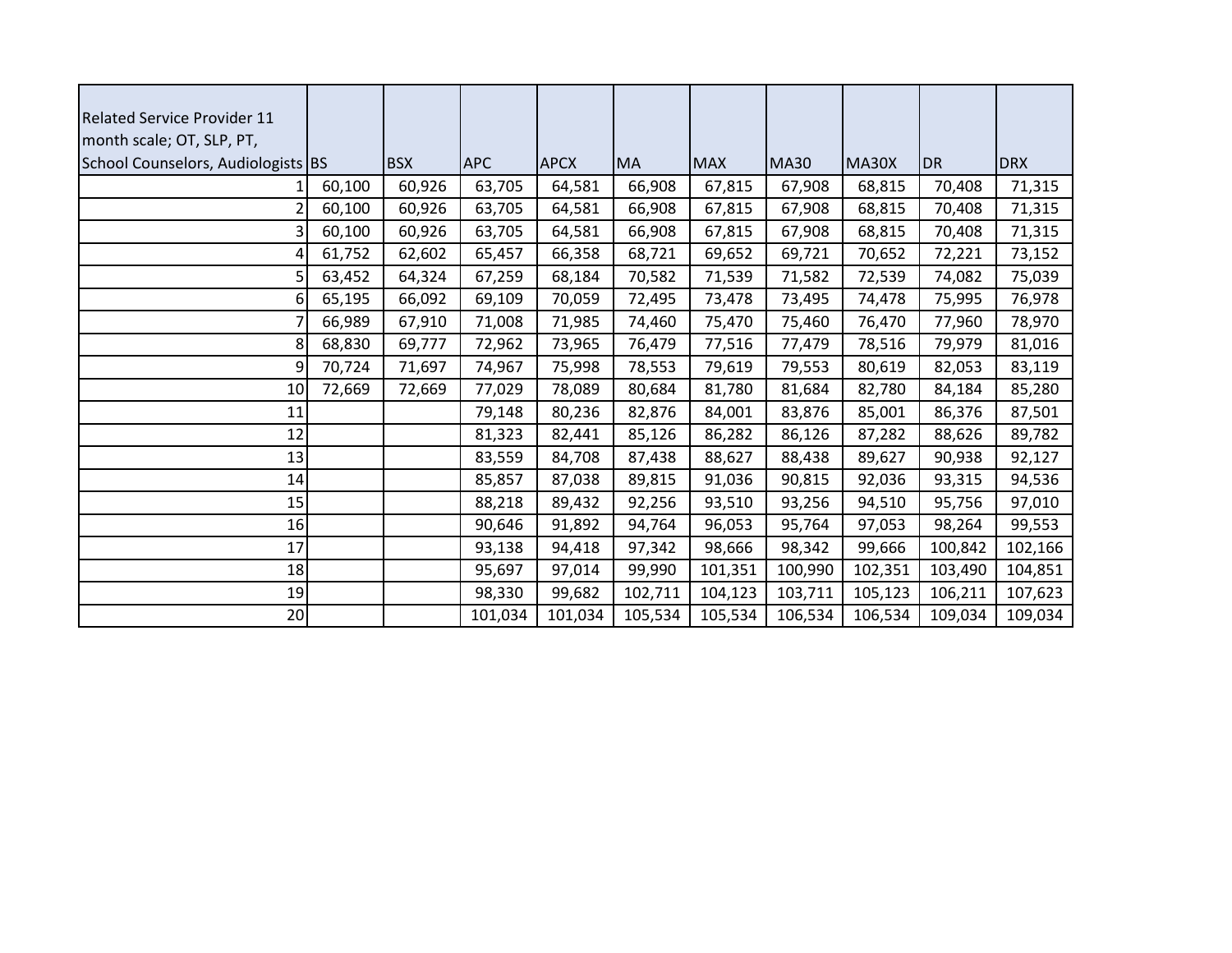| Related Service Provider 11 month scale; OT, SLP, PT, School Counselors, Audiologists | BS | BSX | APC | APCX | MA | MAX | MA30 | MA30X | DR | DRX |
|---|---|---|---|---|---|---|---|---|---|---|
| 1 | 60,100 | 60,926 | 63,705 | 64,581 | 66,908 | 67,815 | 67,908 | 68,815 | 70,408 | 71,315 |
| 2 | 60,100 | 60,926 | 63,705 | 64,581 | 66,908 | 67,815 | 67,908 | 68,815 | 70,408 | 71,315 |
| 3 | 60,100 | 60,926 | 63,705 | 64,581 | 66,908 | 67,815 | 67,908 | 68,815 | 70,408 | 71,315 |
| 4 | 61,752 | 62,602 | 65,457 | 66,358 | 68,721 | 69,652 | 69,721 | 70,652 | 72,221 | 73,152 |
| 5 | 63,452 | 64,324 | 67,259 | 68,184 | 70,582 | 71,539 | 71,582 | 72,539 | 74,082 | 75,039 |
| 6 | 65,195 | 66,092 | 69,109 | 70,059 | 72,495 | 73,478 | 73,495 | 74,478 | 75,995 | 76,978 |
| 7 | 66,989 | 67,910 | 71,008 | 71,985 | 74,460 | 75,470 | 75,460 | 76,470 | 77,960 | 78,970 |
| 8 | 68,830 | 69,777 | 72,962 | 73,965 | 76,479 | 77,516 | 77,479 | 78,516 | 79,979 | 81,016 |
| 9 | 70,724 | 71,697 | 74,967 | 75,998 | 78,553 | 79,619 | 79,553 | 80,619 | 82,053 | 83,119 |
| 10 | 72,669 | 72,669 | 77,029 | 78,089 | 80,684 | 81,780 | 81,684 | 82,780 | 84,184 | 85,280 |
| 11 | | | 79,148 | 80,236 | 82,876 | 84,001 | 83,876 | 85,001 | 86,376 | 87,501 |
| 12 | | | 81,323 | 82,441 | 85,126 | 86,282 | 86,126 | 87,282 | 88,626 | 89,782 |
| 13 | | | 83,559 | 84,708 | 87,438 | 88,627 | 88,438 | 89,627 | 90,938 | 92,127 |
| 14 | | | 85,857 | 87,038 | 89,815 | 91,036 | 90,815 | 92,036 | 93,315 | 94,536 |
| 15 | | | 88,218 | 89,432 | 92,256 | 93,510 | 93,256 | 94,510 | 95,756 | 97,010 |
| 16 | | | 90,646 | 91,892 | 94,764 | 96,053 | 95,764 | 97,053 | 98,264 | 99,553 |
| 17 | | | 93,138 | 94,418 | 97,342 | 98,666 | 98,342 | 99,666 | 100,842 | 102,166 |
| 18 | | | 95,697 | 97,014 | 99,990 | 101,351 | 100,990 | 102,351 | 103,490 | 104,851 |
| 19 | | | 98,330 | 99,682 | 102,711 | 104,123 | 103,711 | 105,123 | 106,211 | 107,623 |
| 20 | | | 101,034 | 101,034 | 105,534 | 105,534 | 106,534 | 106,534 | 109,034 | 109,034 |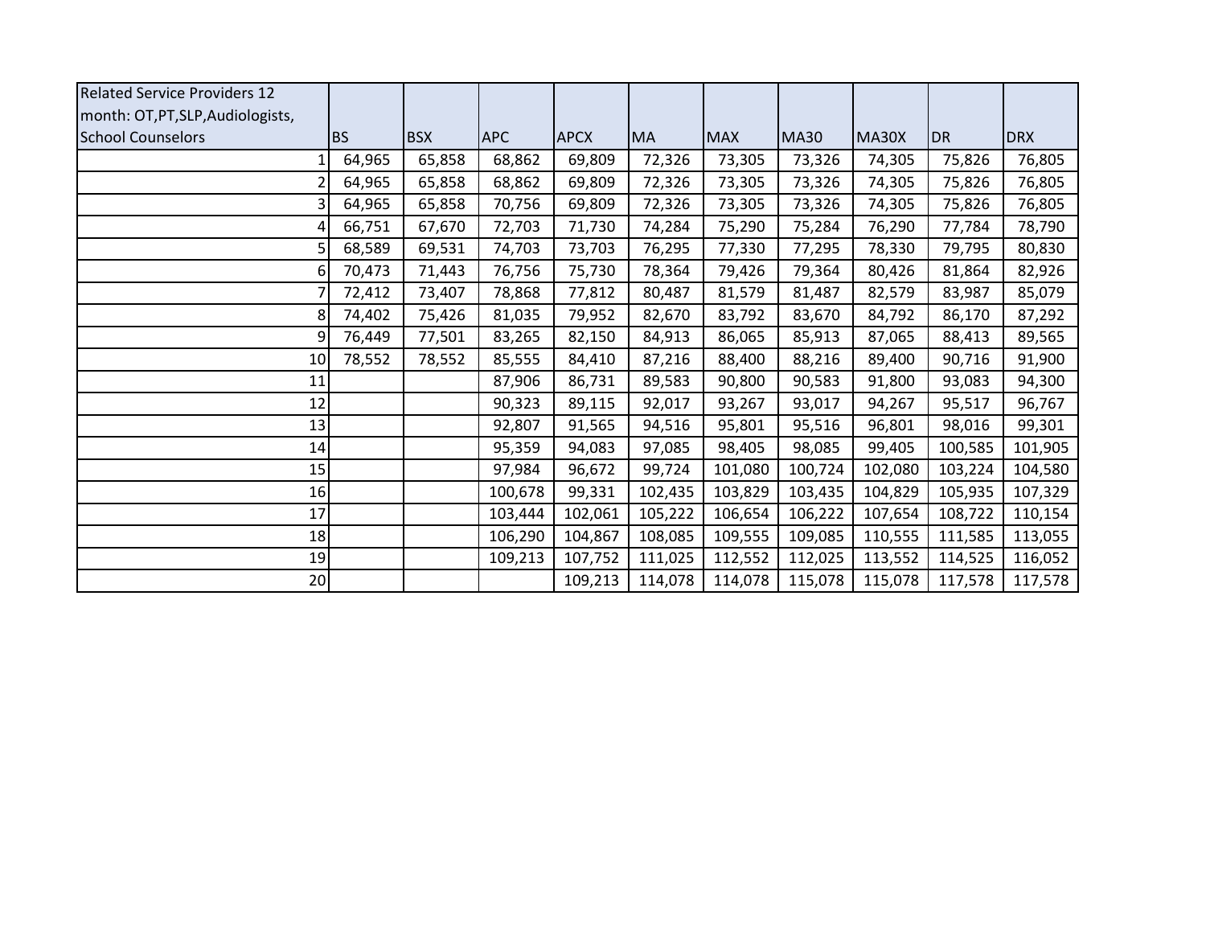| Related Service Providers 12 month: OT,PT,SLP,Audiologists, School Counselors | BS | BSX | APC | APCX | MA | MAX | MA30 | MA30X | DR | DRX |
|---|---|---|---|---|---|---|---|---|---|---|
| 1 | 64,965 | 65,858 | 68,862 | 69,809 | 72,326 | 73,305 | 73,326 | 74,305 | 75,826 | 76,805 |
| 2 | 64,965 | 65,858 | 68,862 | 69,809 | 72,326 | 73,305 | 73,326 | 74,305 | 75,826 | 76,805 |
| 3 | 64,965 | 65,858 | 70,756 | 69,809 | 72,326 | 73,305 | 73,326 | 74,305 | 75,826 | 76,805 |
| 4 | 66,751 | 67,670 | 72,703 | 71,730 | 74,284 | 75,290 | 75,284 | 76,290 | 77,784 | 78,790 |
| 5 | 68,589 | 69,531 | 74,703 | 73,703 | 76,295 | 77,330 | 77,295 | 78,330 | 79,795 | 80,830 |
| 6 | 70,473 | 71,443 | 76,756 | 75,730 | 78,364 | 79,426 | 79,364 | 80,426 | 81,864 | 82,926 |
| 7 | 72,412 | 73,407 | 78,868 | 77,812 | 80,487 | 81,579 | 81,487 | 82,579 | 83,987 | 85,079 |
| 8 | 74,402 | 75,426 | 81,035 | 79,952 | 82,670 | 83,792 | 83,670 | 84,792 | 86,170 | 87,292 |
| 9 | 76,449 | 77,501 | 83,265 | 82,150 | 84,913 | 86,065 | 85,913 | 87,065 | 88,413 | 89,565 |
| 10 | 78,552 | 78,552 | 85,555 | 84,410 | 87,216 | 88,400 | 88,216 | 89,400 | 90,716 | 91,900 |
| 11 | | | 87,906 | 86,731 | 89,583 | 90,800 | 90,583 | 91,800 | 93,083 | 94,300 |
| 12 | | | 90,323 | 89,115 | 92,017 | 93,267 | 93,017 | 94,267 | 95,517 | 96,767 |
| 13 | | | 92,807 | 91,565 | 94,516 | 95,801 | 95,516 | 96,801 | 98,016 | 99,301 |
| 14 | | | 95,359 | 94,083 | 97,085 | 98,405 | 98,085 | 99,405 | 100,585 | 101,905 |
| 15 | | | 97,984 | 96,672 | 99,724 | 101,080 | 100,724 | 102,080 | 103,224 | 104,580 |
| 16 | | | 100,678 | 99,331 | 102,435 | 103,829 | 103,435 | 104,829 | 105,935 | 107,329 |
| 17 | | | 103,444 | 102,061 | 105,222 | 106,654 | 106,222 | 107,654 | 108,722 | 110,154 |
| 18 | | | 106,290 | 104,867 | 108,085 | 109,555 | 109,085 | 110,555 | 111,585 | 113,055 |
| 19 | | | 109,213 | 107,752 | 111,025 | 112,552 | 112,025 | 113,552 | 114,525 | 116,052 |
| 20 | | | | 109,213 | 114,078 | 114,078 | 115,078 | 115,078 | 117,578 | 117,578 |